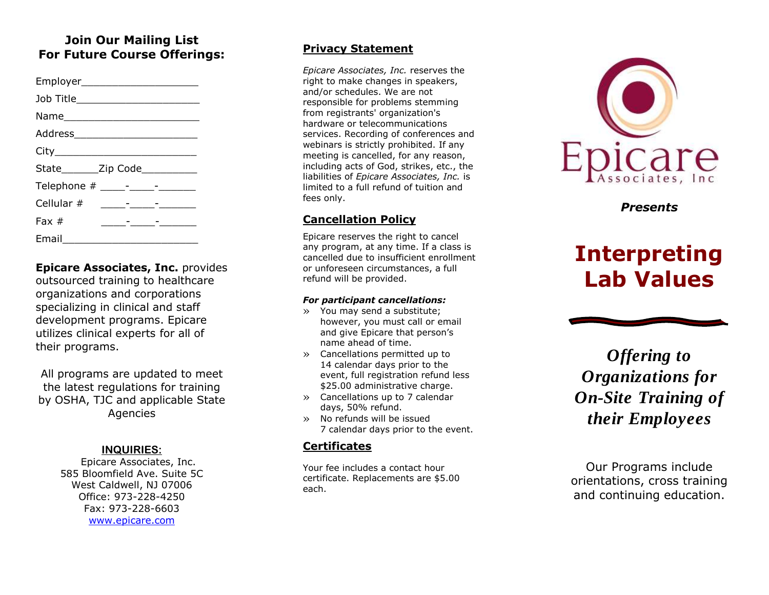## Join Our Mailing List For Future Course Offerings:

Employer____________________

Job Title_____________________

Name_______________________

Address_____________________

City________________________

State______Zip Code_________

Telephone # ____-____-______

Cellular # ____-____-______

Fax # ____-____-______

Email_______________________

**Epicare Associates, Inc.** provides outsourced training to healthcare organizations and corporations specializing in clinical and staff development programs. Epicare utilizes clinical experts for all of their programs.

All programs are updated to meet the latest regulations for training by OSHA, TJC and applicable State Agencies

**INQUIRIES:**

Epicare Associates, Inc.
585 Bloomfield Ave. Suite 5C
West Caldwell, NJ 07006
Office: 973-228-4250
Fax: 973-228-6603
www.epicare.com

## Privacy Statement

*Epicare Associates, Inc.* reserves the right to make changes in speakers, and/or schedules. We are not responsible for problems stemming from registrants' organization's hardware or telecommunications services. Recording of conferences and webinars is strictly prohibited. If any meeting is cancelled, for any reason, including acts of God, strikes, etc., the liabilities of *Epicare Associates, Inc.* is limited to a full refund of tuition and fees only.

## Cancellation Policy

Epicare reserves the right to cancel any program, at any time. If a class is cancelled due to insufficient enrollment or unforeseen circumstances, a full refund will be provided.

***For participant cancellations:***

- You may send a substitute; however, you must call or email and give Epicare that person's name ahead of time.
- Cancellations permitted up to 14 calendar days prior to the event, full registration refund less $25.00 administrative charge.
- Cancellations up to 7 calendar days, 50% refund.
- No refunds will be issued 7 calendar days prior to the event.

## Certificates

Your fee includes a contact hour certificate. Replacements are $5.00 each.

Epicare Associates, Inc

***Presents***

# Interpreting Lab Values

***Offering to Organizations for On-Site Training of their Employees***

Our Programs include orientations, cross training and continuing education.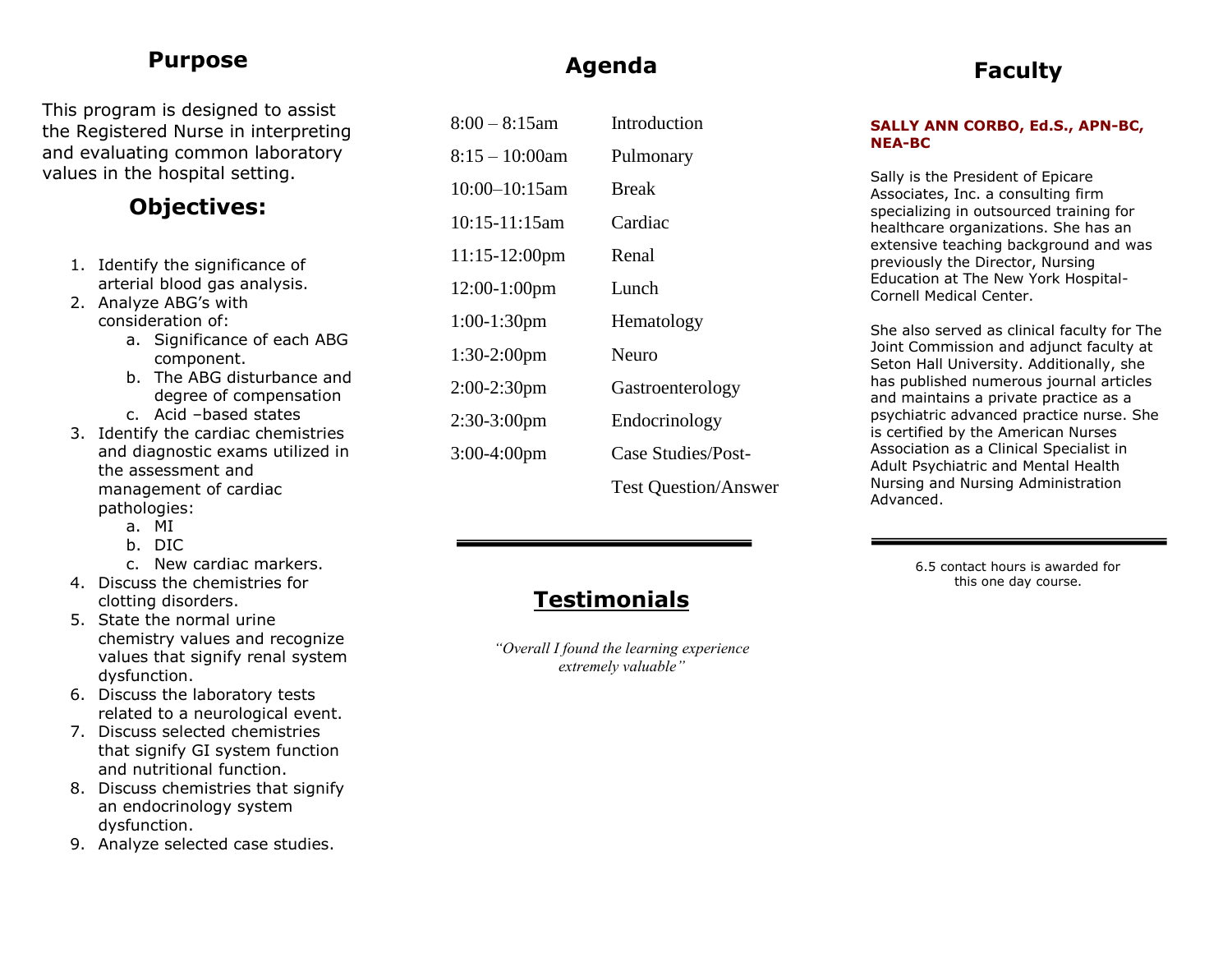## Purpose

This program is designed to assist the Registered Nurse in interpreting and evaluating common laboratory values in the hospital setting.

## Objectives:

1. Identify the significance of arterial blood gas analysis.
2. Analyze ABG's with consideration of:
   a. Significance of each ABG component.
   b. The ABG disturbance and degree of compensation
   c. Acid –based states
3. Identify the cardiac chemistries and diagnostic exams utilized in the assessment and management of cardiac pathologies:
   a. MI
   b. DIC
   c. New cardiac markers.
4. Discuss the chemistries for clotting disorders.
5. State the normal urine chemistry values and recognize values that signify renal system dysfunction.
6. Discuss the laboratory tests related to a neurological event.
7. Discuss selected chemistries that signify GI system function and nutritional function.
8. Discuss chemistries that signify an endocrinology system dysfunction.
9. Analyze selected case studies.

## Agenda

| | |
|---|---|
| 8:00 – 8:15am | Introduction |
| 8:15 – 10:00am | Pulmonary |
| 10:00–10:15am | Break |
| 10:15-11:15am | Cardiac |
| 11:15-12:00pm | Renal |
| 12:00-1:00pm | Lunch |
| 1:00-1:30pm | Hematology |
| 1:30-2:00pm | Neuro |
| 2:00-2:30pm | Gastroenterology |
| 2:30-3:00pm | Endocrinology |
| 3:00-4:00pm | Case Studies/Post-Test Question/Answer |

## Testimonials

*"Overall I found the learning experience extremely valuable"*

## Faculty

**SALLY ANN CORBO, Ed.S., APN-BC, NEA-BC**

Sally is the President of Epicare Associates, Inc. a consulting firm specializing in outsourced training for healthcare organizations. She has an extensive teaching background and was previously the Director, Nursing Education at The New York Hospital-Cornell Medical Center.

She also served as clinical faculty for The Joint Commission and adjunct faculty at Seton Hall University. Additionally, she has published numerous journal articles and maintains a private practice as a psychiatric advanced practice nurse. She is certified by the American Nurses Association as a Clinical Specialist in Adult Psychiatric and Mental Health Nursing and Nursing Administration Advanced.

6.5 contact hours is awarded for this one day course.